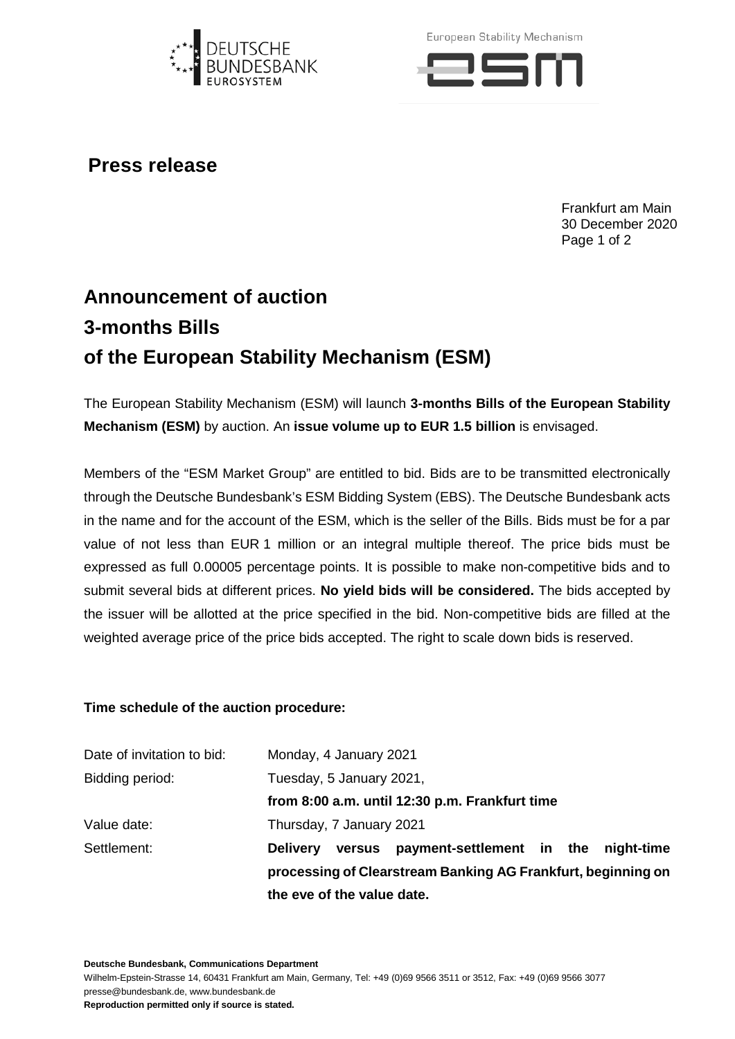**Press release**

Frankfurt am Main
30 December 2020

# Announcement of auction
# 3-months Bills
# of the European Stability Mechanism (ESM)

The European Stability Mechanism (ESM) will launch **3-months Bills of the European Stability Mechanism (ESM)** by auction. An **issue volume up to EUR 1.5 billion** is envisaged.

Members of the "ESM Market Group" are entitled to bid. Bids are to be transmitted electronically through the Deutsche Bundesbank's ESM Bidding System (EBS). The Deutsche Bundesbank acts in the name and for the account of the ESM, which is the seller of the Bills. Bids must be for a par value of not less than EUR 1 million or an integral multiple thereof. The price bids must be expressed as full 0.00005 percentage points. It is possible to make non-competitive bids and to submit several bids at different prices. **No yield bids will be considered.** The bids accepted by the issuer will be allotted at the price specified in the bid. Non-competitive bids are filled at the weighted average price of the price bids accepted. The right to scale down bids is reserved.

**Time schedule of the auction procedure:**

| | |
|---|---|
| Date of invitation to bid: | Monday, 4 January 2021 |
| Bidding period: | Tuesday, 5 January 2021, **from 8:00 a.m. until 12:30 p.m. Frankfurt time** |
| Value date: | Thursday, 7 January 2021 |
| Settlement: | **Delivery versus payment-settlement in the night-time processing of Clearstream Banking AG Frankfurt, beginning on the eve of the value date.** |

**Deutsche Bundesbank, Communications Department**
Wilhelm-Epstein-Strasse 14, 60431 Frankfurt am Main, Germany, Tel: +49 (0)69 9566 3511 or 3512, Fax: +49 (0)69 9566 3077
presse@bundesbank.de, www.bundesbank.de
**Reproduction permitted only if source is stated.**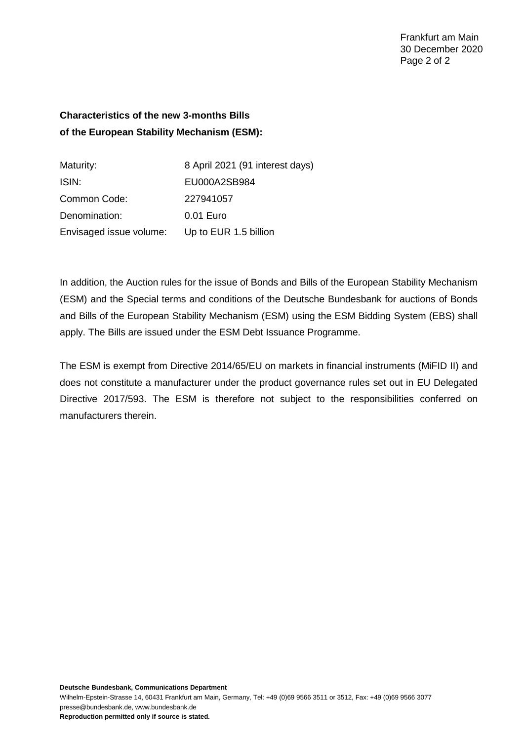**Characteristics of the new 3-months Bills of the European Stability Mechanism (ESM):**

| | |
|---|---|
| Maturity: | 8 April 2021 (91 interest days) |
| ISIN: | EU000A2SB984 |
| Common Code: | 227941057 |
| Denomination: | 0.01 Euro |
| Envisaged issue volume: | Up to EUR 1.5 billion |

In addition, the Auction rules for the issue of Bonds and Bills of the European Stability Mechanism (ESM) and the Special terms and conditions of the Deutsche Bundesbank for auctions of Bonds and Bills of the European Stability Mechanism (ESM) using the ESM Bidding System (EBS) shall apply. The Bills are issued under the ESM Debt Issuance Programme.

The ESM is exempt from Directive 2014/65/EU on markets in financial instruments (MiFID II) and does not constitute a manufacturer under the product governance rules set out in EU Delegated Directive 2017/593. The ESM is therefore not subject to the responsibilities conferred on manufacturers therein.

**Deutsche Bundesbank, Communications Department**
Wilhelm-Epstein-Strasse 14, 60431 Frankfurt am Main, Germany, Tel: +49 (0)69 9566 3511 or 3512, Fax: +49 (0)69 9566 3077
presse@bundesbank.de, www.bundesbank.de
**Reproduction permitted only if source is stated.**